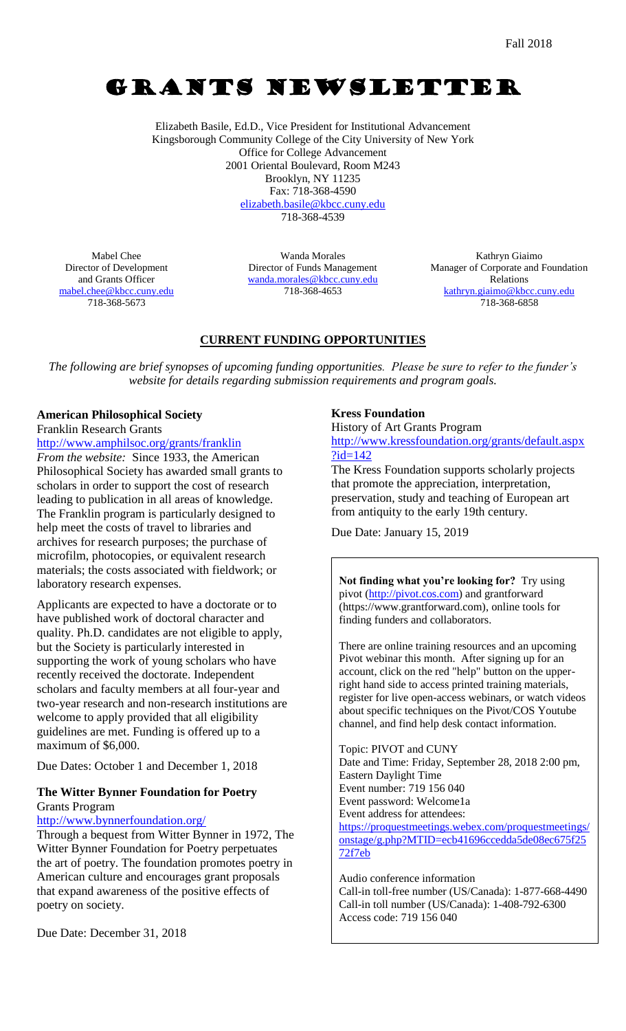Fall 2018

# GRANTS NEWSLETTER

Elizabeth Basile, Ed.D., Vice President for Institutional Advancement
Kingsborough Community College of the City University of New York
Office for College Advancement
2001 Oriental Boulevard, Room M243
Brooklyn, NY 11235
Fax: 718-368-4590
elizabeth.basile@kbcc.cuny.edu
718-368-4539

Mabel Chee
Director of Development and Grants Officer
mabel.chee@kbcc.cuny.edu
718-368-5673

Wanda Morales
Director of Funds Management
wanda.morales@kbcc.cuny.edu
718-368-4653

Kathryn Giaimo
Manager of Corporate and Foundation Relations
kathryn.giaimo@kbcc.cuny.edu
718-368-6858

## CURRENT FUNDING OPPORTUNITIES

*The following are brief synopses of upcoming funding opportunities. Please be sure to refer to the funder's website for details regarding submission requirements and program goals.*

**American Philosophical Society**
Franklin Research Grants
http://www.amphilsoc.org/grants/franklin

*From the website:* Since 1933, the American Philosophical Society has awarded small grants to scholars in order to support the cost of research leading to publication in all areas of knowledge. The Franklin program is particularly designed to help meet the costs of travel to libraries and archives for research purposes; the purchase of microfilm, photocopies, or equivalent research materials; the costs associated with fieldwork; or laboratory research expenses.

Applicants are expected to have a doctorate or to have published work of doctoral character and quality. Ph.D. candidates are not eligible to apply, but the Society is particularly interested in supporting the work of young scholars who have recently received the doctorate. Independent scholars and faculty members at all four-year and two-year research and non-research institutions are welcome to apply provided that all eligibility guidelines are met. Funding is offered up to a maximum of $6,000.

Due Dates: October 1 and December 1, 2018

**The Witter Bynner Foundation for Poetry**
Grants Program
http://www.bynnerfoundation.org/

Through a bequest from Witter Bynner in 1972, The Witter Bynner Foundation for Poetry perpetuates the art of poetry. The foundation promotes poetry in American culture and encourages grant proposals that expand awareness of the positive effects of poetry on society.

Due Date: December 31, 2018

**Kress Foundation**
History of Art Grants Program
http://www.kressfoundation.org/grants/default.aspx?id=142

The Kress Foundation supports scholarly projects that promote the appreciation, interpretation, preservation, study and teaching of European art from antiquity to the early 19th century.

Due Date: January 15, 2019

**Not finding what you're looking for?** Try using pivot (http://pivot.cos.com) and grantforward (https://www.grantforward.com), online tools for finding funders and collaborators.

There are online training resources and an upcoming Pivot webinar this month. After signing up for an account, click on the red "help" button on the upper-right hand side to access printed training materials, register for live open-access webinars, or watch videos about specific techniques on the Pivot/COS Youtube channel, and find help desk contact information.

Topic: PIVOT and CUNY
Date and Time: Friday, September 28, 2018 2:00 pm, Eastern Daylight Time
Event number: 719 156 040
Event password: Welcome1a
Event address for attendees:
https://proquestmeetings.webex.com/proquestmeetings/onstage/g.php?MTID=ecb41696ccedda5de08ec675f2572f7eb

Audio conference information
Call-in toll-free number (US/Canada): 1-877-668-4490
Call-in toll number (US/Canada): 1-408-792-6300
Access code: 719 156 040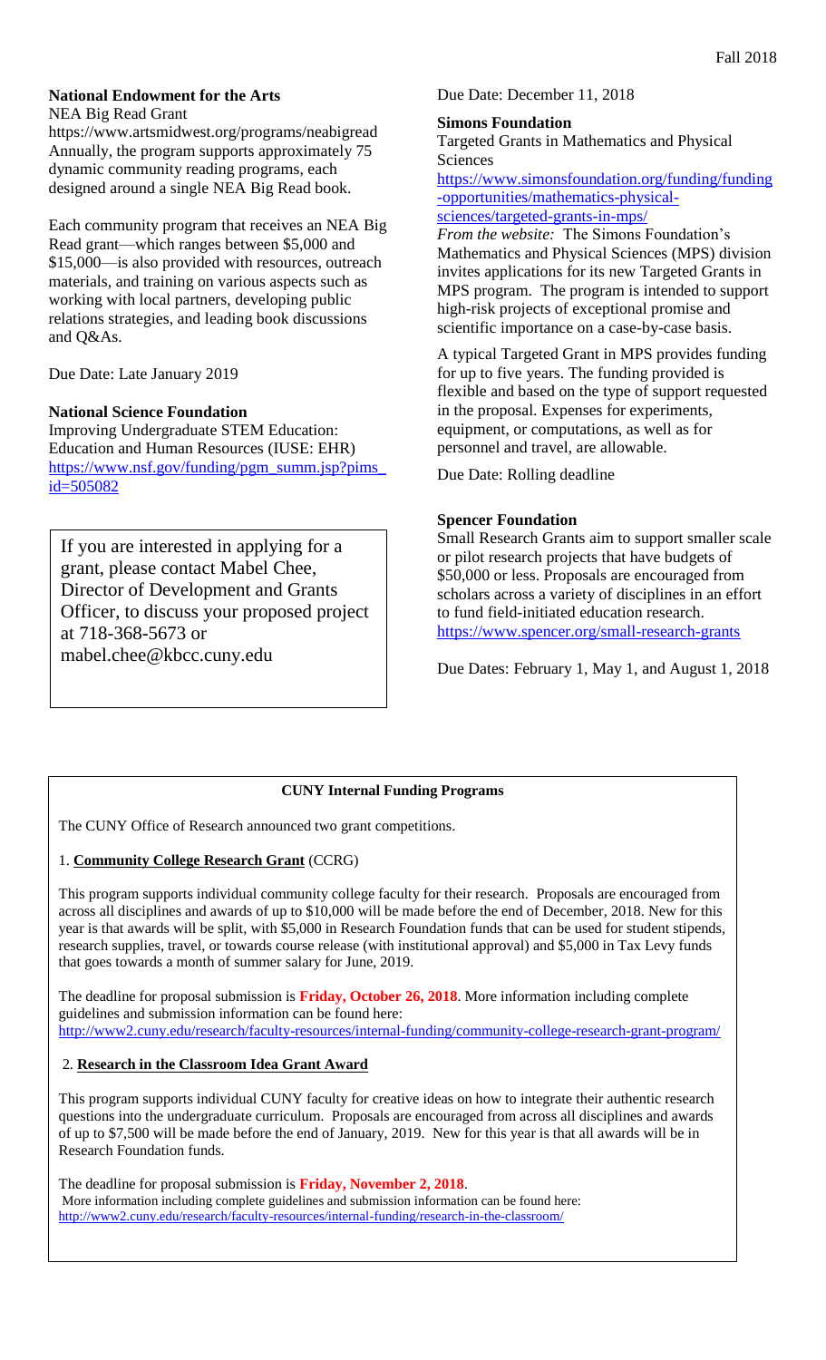**National Endowment for the Arts**

NEA Big Read Grant

https://www.artsmidwest.org/programs/neabigread

Annually, the program supports approximately 75 dynamic community reading programs, each designed around a single NEA Big Read book.

Each community program that receives an NEA Big Read grant—which ranges between $5,000 and $15,000—is also provided with resources, outreach materials, and training on various aspects such as working with local partners, developing public relations strategies, and leading book discussions and Q&As.

Due Date: Late January 2019

**National Science Foundation**

Improving Undergraduate STEM Education: Education and Human Resources (IUSE: EHR)

https://www.nsf.gov/funding/pgm_summ.jsp?pims_id=505082

If you are interested in applying for a grant, please contact Mabel Chee, Director of Development and Grants Officer, to discuss your proposed project at 718-368-5673 or mabel.chee@kbcc.cuny.edu

Due Date: December 11, 2018

**Simons Foundation**

Targeted Grants in Mathematics and Physical Sciences

https://www.simonsfoundation.org/funding/funding-opportunities/mathematics-physical-sciences/targeted-grants-in-mps/

*From the website:* The Simons Foundation's Mathematics and Physical Sciences (MPS) division invites applications for its new Targeted Grants in MPS program. The program is intended to support high-risk projects of exceptional promise and scientific importance on a case-by-case basis.

A typical Targeted Grant in MPS provides funding for up to five years. The funding provided is flexible and based on the type of support requested in the proposal. Expenses for experiments, equipment, or computations, as well as for personnel and travel, are allowable.

Due Date: Rolling deadline

**Spencer Foundation**

Small Research Grants aim to support smaller scale or pilot research projects that have budgets of $50,000 or less. Proposals are encouraged from scholars across a variety of disciplines in an effort to fund field-initiated education research.

https://www.spencer.org/small-research-grants

Due Dates: February 1, May 1, and August 1, 2018

**CUNY Internal Funding Programs**

The CUNY Office of Research announced two grant competitions.

1. **Community College Research Grant** (CCRG)

This program supports individual community college faculty for their research. Proposals are encouraged from across all disciplines and awards of up to $10,000 will be made before the end of December, 2018. New for this year is that awards will be split, with $5,000 in Research Foundation funds that can be used for student stipends, research supplies, travel, or towards course release (with institutional approval) and $5,000 in Tax Levy funds that goes towards a month of summer salary for June, 2019.

The deadline for proposal submission is **Friday, October 26, 2018**. More information including complete guidelines and submission information can be found here:
http://www2.cuny.edu/research/faculty-resources/internal-funding/community-college-research-grant-program/

2. **Research in the Classroom Idea Grant Award**

This program supports individual CUNY faculty for creative ideas on how to integrate their authentic research questions into the undergraduate curriculum. Proposals are encouraged from across all disciplines and awards of up to $7,500 will be made before the end of January, 2019. New for this year is that all awards will be in Research Foundation funds.

The deadline for proposal submission is **Friday, November 2, 2018**.
More information including complete guidelines and submission information can be found here:
http://www2.cuny.edu/research/faculty-resources/internal-funding/research-in-the-classroom/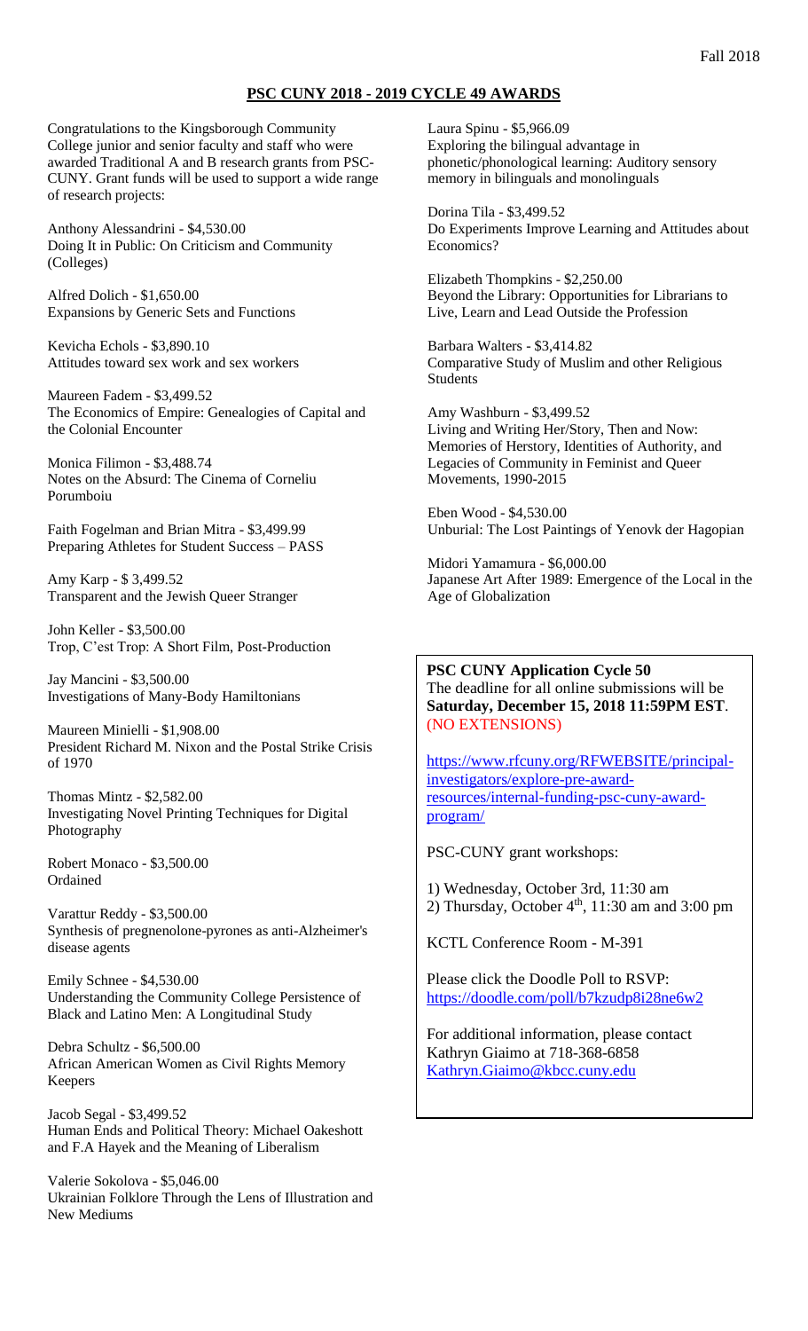Fall 2018

## PSC CUNY 2018 - 2019 CYCLE 49 AWARDS

Congratulations to the Kingsborough Community College junior and senior faculty and staff who were awarded Traditional A and B research grants from PSC-CUNY. Grant funds will be used to support a wide range of research projects:

Anthony Alessandrini - $4,530.00
Doing It in Public: On Criticism and Community (Colleges)

Alfred Dolich - $1,650.00
Expansions by Generic Sets and Functions

Kevicha Echols - $3,890.10
Attitudes toward sex work and sex workers

Maureen Fadem - $3,499.52
The Economics of Empire: Genealogies of Capital and the Colonial Encounter

Monica Filimon - $3,488.74
Notes on the Absurd: The Cinema of Corneliu Porumboiu

Faith Fogelman and Brian Mitra - $3,499.99
Preparing Athletes for Student Success – PASS

Amy Karp - $ 3,499.52
Transparent and the Jewish Queer Stranger

John Keller - $3,500.00
Trop, C'est Trop: A Short Film, Post-Production

Jay Mancini - $3,500.00
Investigations of Many-Body Hamiltonians

Maureen Minielli - $1,908.00
President Richard M. Nixon and the Postal Strike Crisis of 1970

Thomas Mintz - $2,582.00
Investigating Novel Printing Techniques for Digital Photography

Robert Monaco - $3,500.00
Ordained

Varattur Reddy - $3,500.00
Synthesis of pregnenolone-pyrones as anti-Alzheimer's disease agents

Emily Schnee - $4,530.00
Understanding the Community College Persistence of Black and Latino Men: A Longitudinal Study

Debra Schultz - $6,500.00
African American Women as Civil Rights Memory Keepers

Jacob Segal - $3,499.52
Human Ends and Political Theory: Michael Oakeshott and F.A Hayek and the Meaning of Liberalism

Valerie Sokolova - $5,046.00
Ukrainian Folklore Through the Lens of Illustration and New Mediums

Laura Spinu - $5,966.09
Exploring the bilingual advantage in phonetic/phonological learning: Auditory sensory memory in bilinguals and monolinguals

Dorina Tila - $3,499.52
Do Experiments Improve Learning and Attitudes about Economics?

Elizabeth Thompkins - $2,250.00
Beyond the Library: Opportunities for Librarians to Live, Learn and Lead Outside the Profession

Barbara Walters - $3,414.82
Comparative Study of Muslim and other Religious Students

Amy Washburn - $3,499.52
Living and Writing Her/Story, Then and Now: Memories of Herstory, Identities of Authority, and Legacies of Community in Feminist and Queer Movements, 1990-2015

Eben Wood - $4,530.00
Unburial: The Lost Paintings of Yenovk der Hagopian

Midori Yamamura - $6,000.00
Japanese Art After 1989: Emergence of the Local in the Age of Globalization

**PSC CUNY Application Cycle 50**
The deadline for all online submissions will be **Saturday, December 15, 2018 11:59PM EST**. (NO EXTENSIONS)

https://www.rfcuny.org/RFWEBSITE/principal-investigators/explore-pre-award-resources/internal-funding-psc-cuny-award-program/

PSC-CUNY grant workshops:

1) Wednesday, October 3rd, 11:30 am
2) Thursday, October 4th, 11:30 am and 3:00 pm

KCTL Conference Room - M-391

Please click the Doodle Poll to RSVP:
https://doodle.com/poll/b7kzudp8i28ne6w2

For additional information, please contact Kathryn Giaimo at 718-368-6858
Kathryn.Giaimo@kbcc.cuny.edu